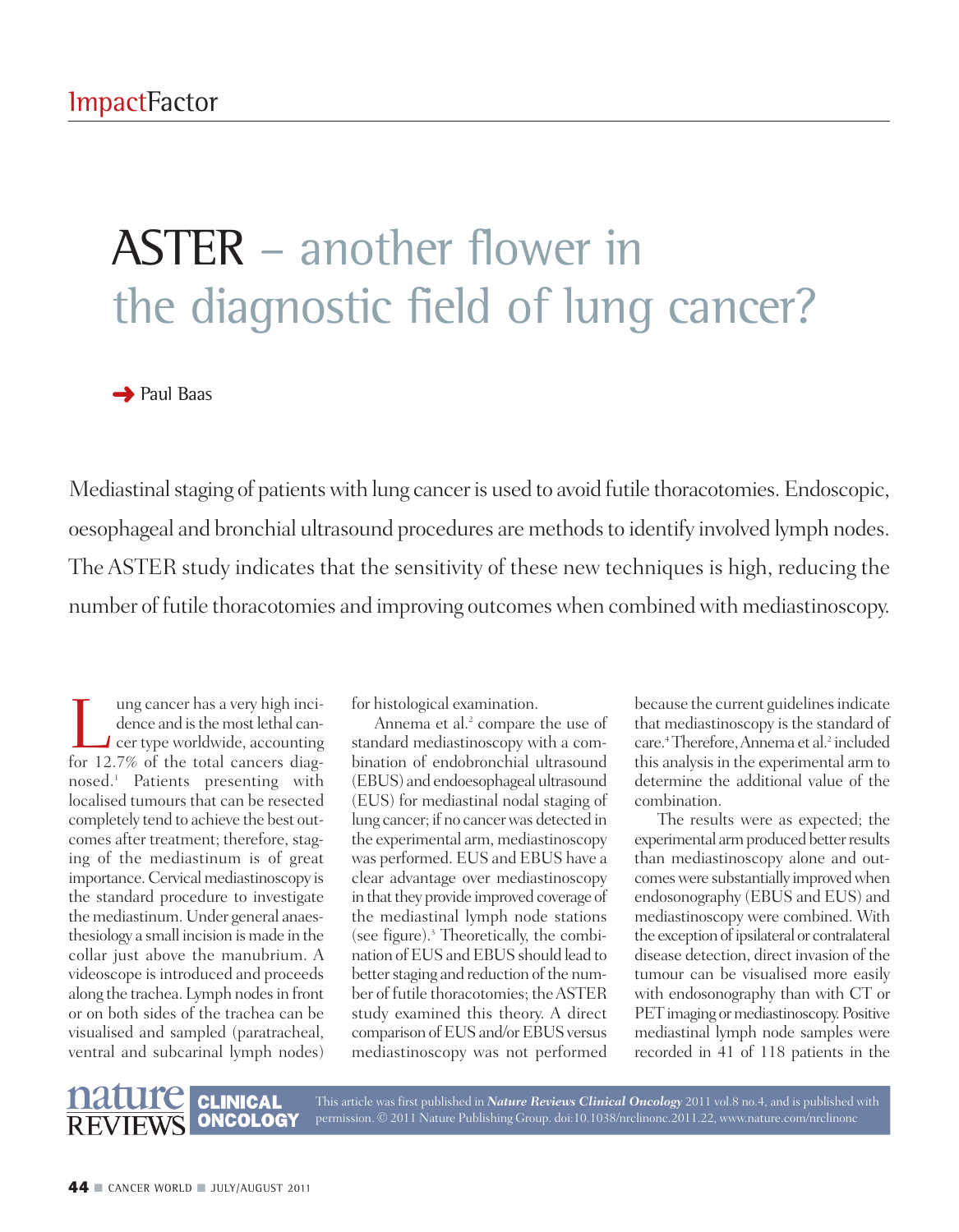# ASTER – another flower in the diagnostic field of lung cancer?

Paul Baas

Mediastinal staging of patients with lung cancer is used to avoid futile thoracotomies. Endoscopic, oesophageal and bronchial ultrasound procedures are methods to identify involved lymph nodes. The ASTER study indicates that the sensitivity of these new techniques is high, reducing the number of futile thoracotomies and improving outcomes when combined with mediastinoscopy.

Lung cancer has a very high incidence and is the most lethal cancer type worldwide, accounting for 12.7% of the total cancers diagnosed.[1] Patients presenting with localised tumours that can be resected completely tend to achieve the best outcomes after treatment; therefore, staging of the mediastinum is of great importance. Cervical mediastinoscopy is the standard procedure to investigate the mediastinum. Under general anaesthesiology a small incision is made in the collar just above the manubrium. A videoscope is introduced and proceeds along the trachea. Lymph nodes in front or on both sides of the trachea can be visualised and sampled (paratracheal, ventral and subcarinal lymph nodes) for histological examination.

Annema et al.[2] compare the use of standard mediastinoscopy with a combination of endobronchial ultrasound (EBUS) and endoesophageal ultrasound (EUS) for mediastinal nodal staging of lung cancer; if no cancer was detected in the experimental arm, mediastinoscopy was performed. EUS and EBUS have a clear advantage over mediastinoscopy in that they provide improved coverage of the mediastinal lymph node stations (see figure).[3] Theoretically, the combination of EUS and EBUS should lead to better staging and reduction of the number of futile thoracotomies; the ASTER study examined this theory. A direct comparison of EUS and/or EBUS versus mediastinoscopy was not performed because the current guidelines indicate that mediastinoscopy is the standard of care.[4] Therefore, Annema et al.[2] included this analysis in the experimental arm to determine the additional value of the combination.

The results were as expected; the experimental arm produced better results than mediastinoscopy alone and outcomes were substantially improved when endosonography (EBUS and EUS) and mediastinoscopy were combined. With the exception of ipsilateral or contralateral disease detection, direct invasion of the tumour can be visualised more easily with endosonography than with CT or PET imaging or mediastinoscopy. Positive mediastinal lymph node samples were recorded in 41 of 118 patients in the

This article was first published in *Nature Reviews Clinical Oncology* 2011 vol.8 no.4, and is published with permission. © 2011 Nature Publishing Group. doi:10.1038/nrclinonc.2011.22, www.nature.com/nrclinonc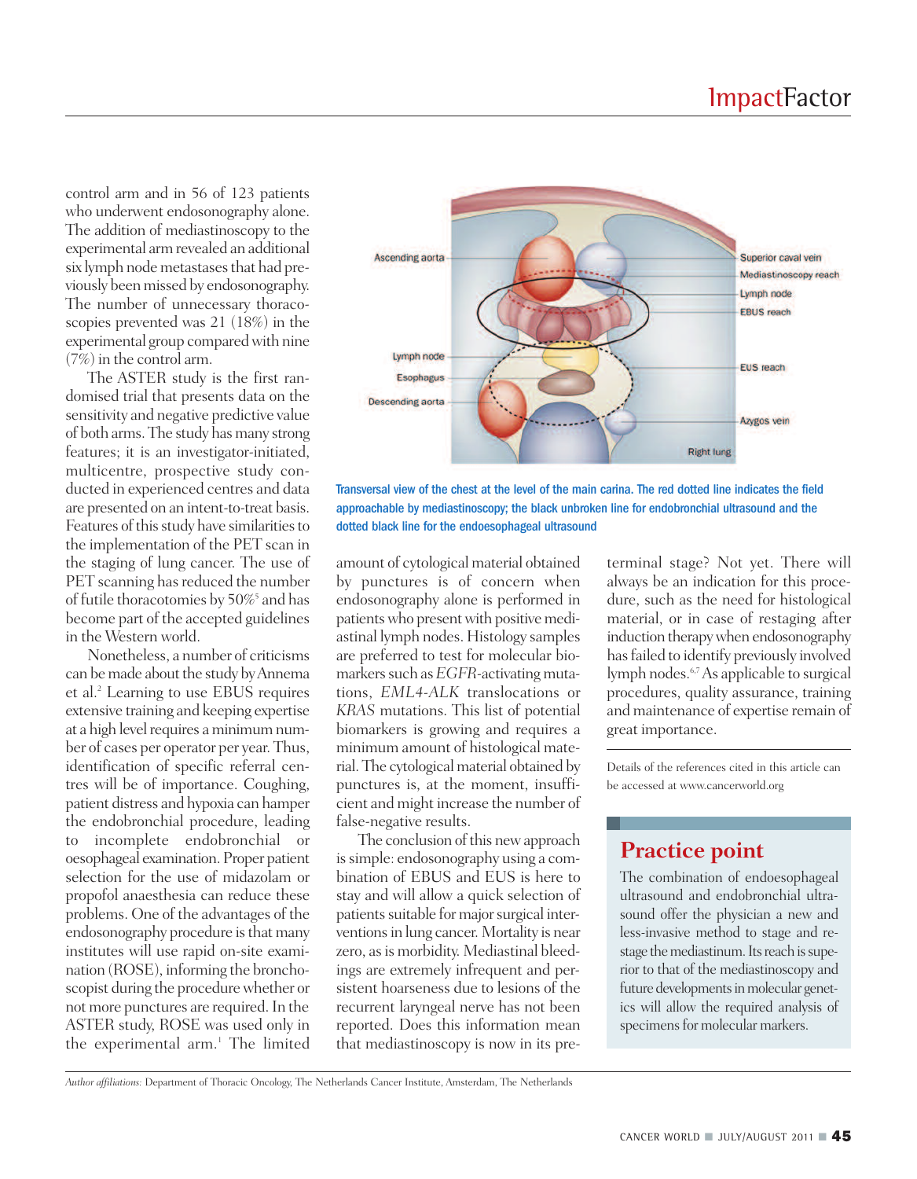control arm and in 56 of 123 patients who underwent endosonography alone. The addition of mediastinoscopy to the experimental arm revealed an additional six lymph node metastases that had previously been missed by endosonography. The number of unnecessary thoracoscopies prevented was 21 (18%) in the experimental group compared with nine (7%) in the control arm.

The ASTER study is the first randomised trial that presents data on the sensitivity and negative predictive value of both arms. The study has many strong features; it is an investigator-initiated, multicentre, prospective study conducted in experienced centres and data are presented on an intent-to-treat basis. Features of this study have similarities to the implementation of the PET scan in the staging of lung cancer. The use of PET scanning has reduced the number of futile thoracotomies by 50%[5] and has become part of the accepted guidelines in the Western world.

Nonetheless, a number of criticisms can be made about the study by Annema et al.[2] Learning to use EBUS requires extensive training and keeping expertise at a high level requires a minimum number of cases per operator per year. Thus, identification of specific referral centres will be of importance. Coughing, patient distress and hypoxia can hamper the endobronchial procedure, leading to incomplete endobronchial or oesophageal examination. Proper patient selection for the use of midazolam or propofol anaesthesia can reduce these problems. One of the advantages of the endosonography procedure is that many institutes will use rapid on-site examination (ROSE), informing the bronchoscopist during the procedure whether or not more punctures are required. In the ASTER study, ROSE was used only in the experimental arm.[1] The limited amount of cytological material obtained by punctures is of concern when endosonography alone is performed in patients who present with positive mediastinal lymph nodes. Histology samples are preferred to test for molecular biomarkers such as *EGFR*-activating mutations, *EML4-ALK* translocations or *KRAS* mutations. This list of potential biomarkers is growing and requires a minimum amount of histological material. The cytological material obtained by punctures is, at the moment, insufficient and might increase the number of false-negative results.

Ascending aorta
Superior caval vein
Mediastinoscopy reach
Lymph node
EBUS reach
Lymph node
Esophagus
EUS reach
Descending aorta
Azygos vein
Right lung

Transversal view of the chest at the level of the main carina. The red dotted line indicates the field approachable by mediastinoscopy; the black unbroken line for endobronchial ultrasound and the dotted black line for the endoesophageal ultrasound

The conclusion of this new approach is simple: endosonography using a combination of EBUS and EUS is here to stay and will allow a quick selection of patients suitable for major surgical interventions in lung cancer. Mortality is near zero, as is morbidity. Mediastinal bleedings are extremely infrequent and persistent hoarseness due to lesions of the recurrent laryngeal nerve has not been reported. Does this information mean that mediastinoscopy is now in its preterminal stage? Not yet. There will always be an indication for this procedure, such as the need for histological material, or in case of restaging after induction therapy when endosonography has failed to identify previously involved lymph nodes.[6,7] As applicable to surgical procedures, quality assurance, training and maintenance of expertise remain of great importance.

Details of the references cited in this article can be accessed at www.cancerworld.org

## Practice point

The combination of endoesophageal ultrasound and endobronchial ultrasound offer the physician a new and less-invasive method to stage and restage the mediastinum. Its reach is superior to that of the mediastinoscopy and future developments in molecular genetics will allow the required analysis of specimens for molecular markers.

*Author affiliations:* Department of Thoracic Oncology, The Netherlands Cancer Institute, Amsterdam, The Netherlands